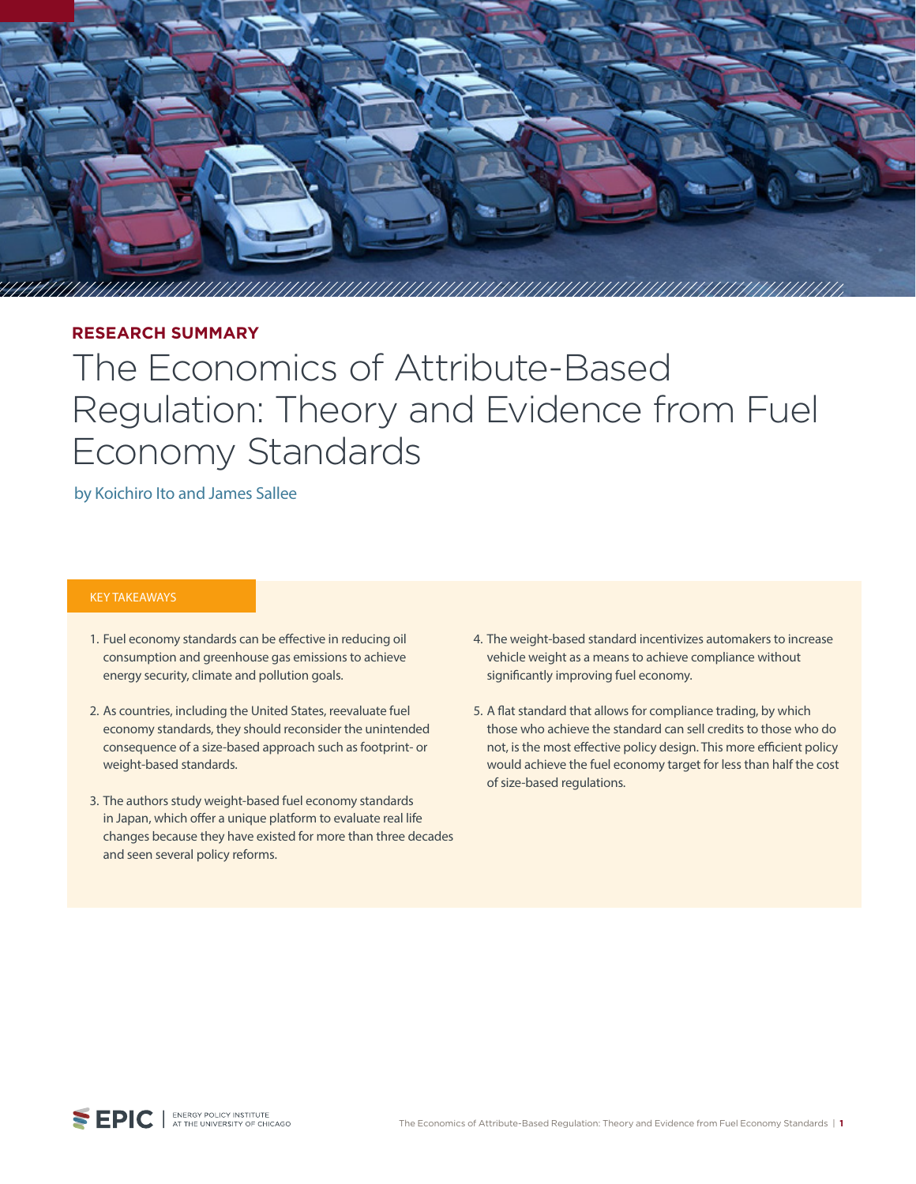RESEARCH SUMMARY

# The Economics of Attribute-Based Regulation: Theory and Evidence from Fuel Economy Standards

by Koichiro Ito and James Sallee

## KEY TAKEAWAYS

1. Fuel economy standards can be effective in reducing oil consumption and greenhouse gas emissions to achieve energy security, climate and pollution goals.

2. As countries, including the United States, reevaluate fuel economy standards, they should reconsider the unintended consequence of a size-based approach such as footprint- or weight-based standards.

3. The authors study weight-based fuel economy standards in Japan, which offer a unique platform to evaluate real life changes because they have existed for more than three decades and seen several policy reforms.

4. The weight-based standard incentivizes automakers to increase vehicle weight as a means to achieve compliance without significantly improving fuel economy.

5. A flat standard that allows for compliance trading, by which those who achieve the standard can sell credits to those who do not, is the most effective policy design. This more efficient policy would achieve the fuel economy target for less than half the cost of size-based regulations.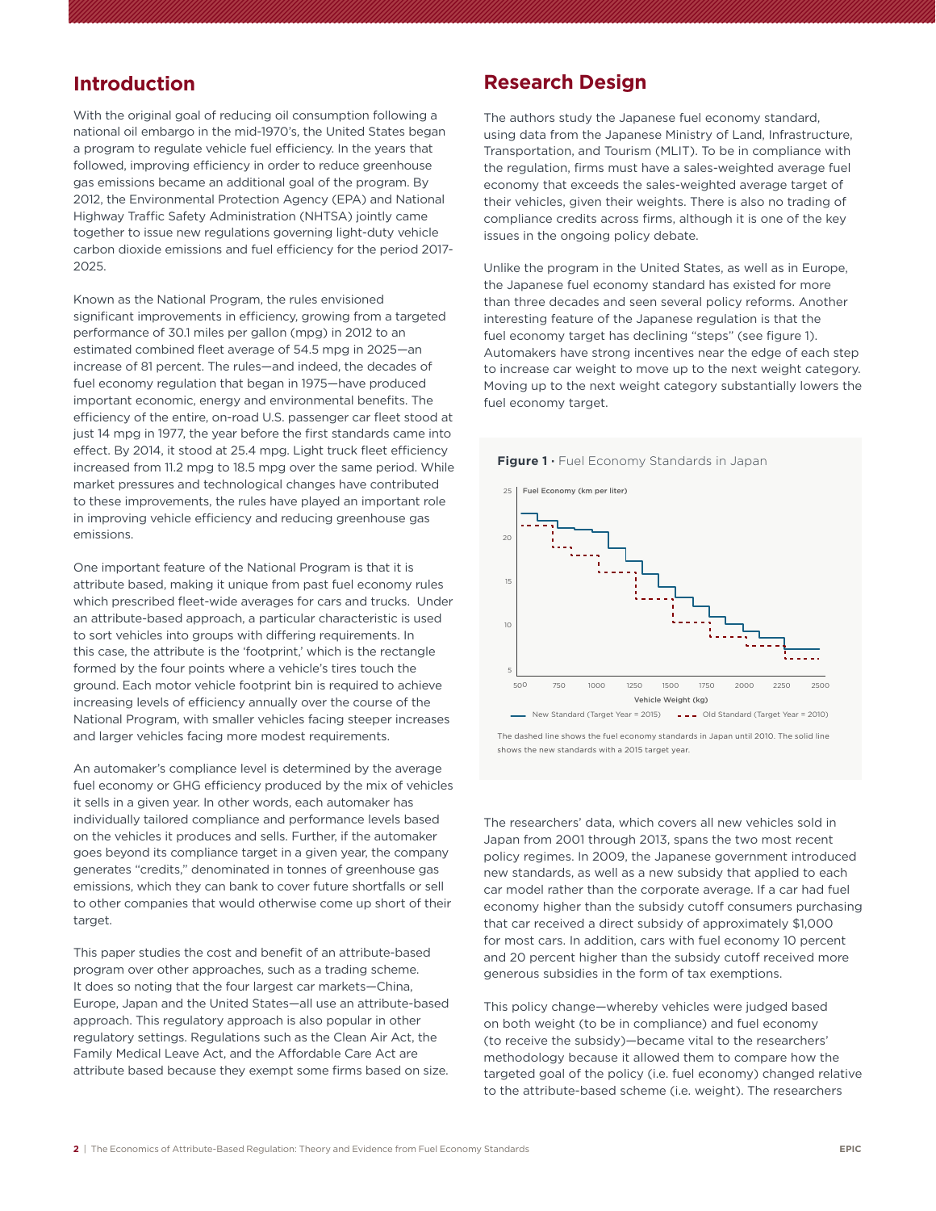## Introduction

With the original goal of reducing oil consumption following a national oil embargo in the mid-1970's, the United States began a program to regulate vehicle fuel efficiency. In the years that followed, improving efficiency in order to reduce greenhouse gas emissions became an additional goal of the program. By 2012, the Environmental Protection Agency (EPA) and National Highway Traffic Safety Administration (NHTSA) jointly came together to issue new regulations governing light-duty vehicle carbon dioxide emissions and fuel efficiency for the period 2017-2025.

Known as the National Program, the rules envisioned significant improvements in efficiency, growing from a targeted performance of 30.1 miles per gallon (mpg) in 2012 to an estimated combined fleet average of 54.5 mpg in 2025—an increase of 81 percent. The rules—and indeed, the decades of fuel economy regulation that began in 1975—have produced important economic, energy and environmental benefits. The efficiency of the entire, on-road U.S. passenger car fleet stood at just 14 mpg in 1977, the year before the first standards came into effect. By 2014, it stood at 25.4 mpg. Light truck fleet efficiency increased from 11.2 mpg to 18.5 mpg over the same period. While market pressures and technological changes have contributed to these improvements, the rules have played an important role in improving vehicle efficiency and reducing greenhouse gas emissions.

One important feature of the National Program is that it is attribute based, making it unique from past fuel economy rules which prescribed fleet-wide averages for cars and trucks. Under an attribute-based approach, a particular characteristic is used to sort vehicles into groups with differing requirements. In this case, the attribute is the 'footprint,' which is the rectangle formed by the four points where a vehicle's tires touch the ground. Each motor vehicle footprint bin is required to achieve increasing levels of efficiency annually over the course of the National Program, with smaller vehicles facing steeper increases and larger vehicles facing more modest requirements.

An automaker's compliance level is determined by the average fuel economy or GHG efficiency produced by the mix of vehicles it sells in a given year. In other words, each automaker has individually tailored compliance and performance levels based on the vehicles it produces and sells. Further, if the automaker goes beyond its compliance target in a given year, the company generates "credits," denominated in tonnes of greenhouse gas emissions, which they can bank to cover future shortfalls or sell to other companies that would otherwise come up short of their target.

This paper studies the cost and benefit of an attribute-based program over other approaches, such as a trading scheme. It does so noting that the four largest car markets—China, Europe, Japan and the United States—all use an attribute-based approach. This regulatory approach is also popular in other regulatory settings. Regulations such as the Clean Air Act, the Family Medical Leave Act, and the Affordable Care Act are attribute based because they exempt some firms based on size.

## Research Design

The authors study the Japanese fuel economy standard, using data from the Japanese Ministry of Land, Infrastructure, Transportation, and Tourism (MLIT). To be in compliance with the regulation, firms must have a sales-weighted average fuel economy that exceeds the sales-weighted average target of their vehicles, given their weights. There is also no trading of compliance credits across firms, although it is one of the key issues in the ongoing policy debate.

Unlike the program in the United States, as well as in Europe, the Japanese fuel economy standard has existed for more than three decades and seen several policy reforms. Another interesting feature of the Japanese regulation is that the fuel economy target has declining "steps" (see figure 1). Automakers have strong incentives near the edge of each step to increase car weight to move up to the next weight category. Moving up to the next weight category substantially lowers the fuel economy target.

**Figure 1** · Fuel Economy Standards in Japan

The dashed line shows the fuel economy standards in Japan until 2010. The solid line shows the new standards with a 2015 target year.

The researchers' data, which covers all new vehicles sold in Japan from 2001 through 2013, spans the two most recent policy regimes. In 2009, the Japanese government introduced new standards, as well as a new subsidy that applied to each car model rather than the corporate average. If a car had fuel economy higher than the subsidy cutoff consumers purchasing that car received a direct subsidy of approximately $1,000 for most cars. In addition, cars with fuel economy 10 percent and 20 percent higher than the subsidy cutoff received more generous subsidies in the form of tax exemptions.

This policy change—whereby vehicles were judged based on both weight (to be in compliance) and fuel economy (to receive the subsidy)—became vital to the researchers' methodology because it allowed them to compare how the targeted goal of the policy (i.e. fuel economy) changed relative to the attribute-based scheme (i.e. weight). The researchers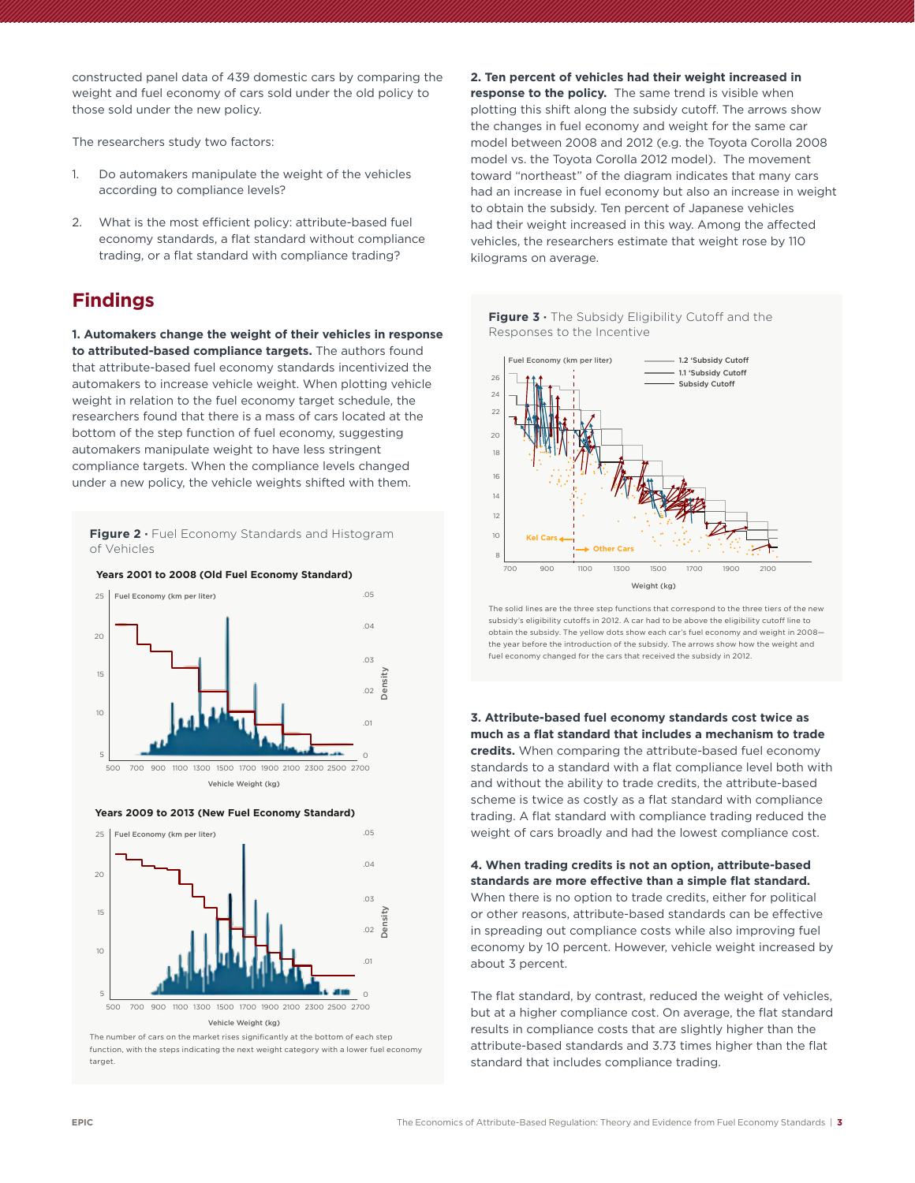constructed panel data of 439 domestic cars by comparing the weight and fuel economy of cars sold under the old policy to those sold under the new policy.

The researchers study two factors:

1. Do automakers manipulate the weight of the vehicles according to compliance levels?
2. What is the most efficient policy: attribute-based fuel economy standards, a flat standard without compliance trading, or a flat standard with compliance trading?

## Findings

**1. Automakers change the weight of their vehicles in response to attributed-based compliance targets.** The authors found that attribute-based fuel economy standards incentivized the automakers to increase vehicle weight. When plotting vehicle weight in relation to the fuel economy target schedule, the researchers found that there is a mass of cars located at the bottom of the step function of fuel economy, suggesting automakers manipulate weight to have less stringent compliance targets. When the compliance levels changed under a new policy, the vehicle weights shifted with them.

**Figure 2** · Fuel Economy Standards and Histogram of Vehicles

The number of cars on the market rises significantly at the bottom of each step function, with the steps indicating the next weight category with a lower fuel economy target.

**2. Ten percent of vehicles had their weight increased in response to the policy.** The same trend is visible when plotting this shift along the subsidy cutoff. The arrows show the changes in fuel economy and weight for the same car model between 2008 and 2012 (e.g. the Toyota Corolla 2008 model vs. the Toyota Corolla 2012 model). The movement toward "northeast" of the diagram indicates that many cars had an increase in fuel economy but also an increase in weight to obtain the subsidy. Ten percent of Japanese vehicles had their weight increased in this way. Among the affected vehicles, the researchers estimate that weight rose by 110 kilograms on average.

**Figure 3** · The Subsidy Eligibility Cutoff and the Responses to the Incentive

The solid lines are the three step functions that correspond to the three tiers of the new subsidy's eligibility cutoffs in 2012. A car had to be above the eligibility cutoff line to obtain the subsidy. The yellow dots show each car's fuel economy and weight in 2008—the year before the introduction of the subsidy. The arrows show how the weight and fuel economy changed for the cars that received the subsidy in 2012.

**3. Attribute-based fuel economy standards cost twice as much as a flat standard that includes a mechanism to trade credits.** When comparing the attribute-based fuel economy standards to a standard with a flat compliance level both with and without the ability to trade credits, the attribute-based scheme is twice as costly as a flat standard with compliance trading. A flat standard with compliance trading reduced the weight of cars broadly and had the lowest compliance cost.

**4. When trading credits is not an option, attribute-based standards are more effective than a simple flat standard.** When there is no option to trade credits, either for political or other reasons, attribute-based standards can be effective in spreading out compliance costs while also improving fuel economy by 10 percent. However, vehicle weight increased by about 3 percent.

The flat standard, by contrast, reduced the weight of vehicles, but at a higher compliance cost. On average, the flat standard results in compliance costs that are slightly higher than the attribute-based standards and 3.73 times higher than the flat standard that includes compliance trading.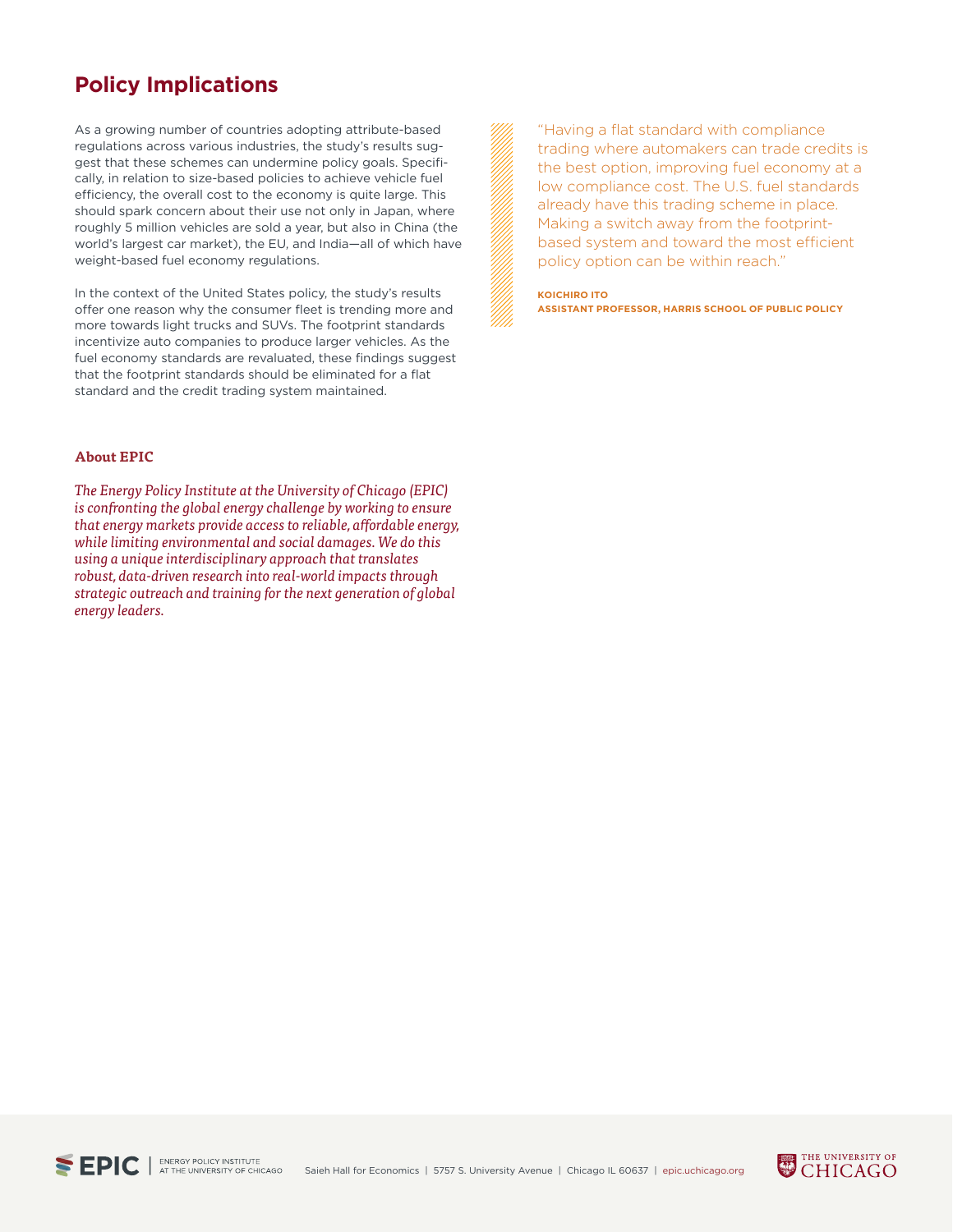## Policy Implications

As a growing number of countries adopting attribute-based regulations across various industries, the study's results suggest that these schemes can undermine policy goals. Specifically, in relation to size-based policies to achieve vehicle fuel efficiency, the overall cost to the economy is quite large. This should spark concern about their use not only in Japan, where roughly 5 million vehicles are sold a year, but also in China (the world's largest car market), the EU, and India—all of which have weight-based fuel economy regulations.

In the context of the United States policy, the study's results offer one reason why the consumer fleet is trending more and more towards light trucks and SUVs. The footprint standards incentivize auto companies to produce larger vehicles. As the fuel economy standards are revaluated, these findings suggest that the footprint standards should be eliminated for a flat standard and the credit trading system maintained.

> "Having a flat standard with compliance trading where automakers can trade credits is the best option, improving fuel economy at a low compliance cost. The U.S. fuel standards already have this trading scheme in place. Making a switch away from the footprint-based system and toward the most efficient policy option can be within reach."
>
> **KOICHIRO ITO**
> **ASSISTANT PROFESSOR, HARRIS SCHOOL OF PUBLIC POLICY**

### About EPIC

*The Energy Policy Institute at the University of Chicago (EPIC) is confronting the global energy challenge by working to ensure that energy markets provide access to reliable, affordable energy, while limiting environmental and social damages. We do this using a unique interdisciplinary approach that translates robust, data-driven research into real-world impacts through strategic outreach and training for the next generation of global energy leaders.*

EPIC | ENERGY POLICY INSTITUTE AT THE UNIVERSITY OF CHICAGO

Saieh Hall for Economics | 5757 S. University Avenue | Chicago IL 60637 | epic.uchicago.org

THE UNIVERSITY OF CHICAGO